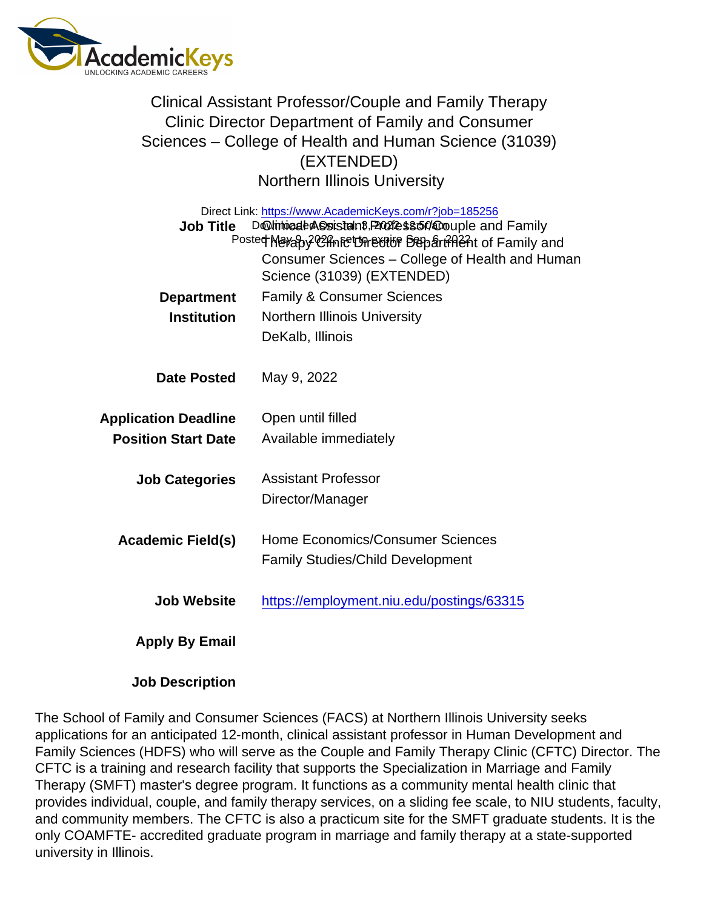# Clinical Assistant Professor/Couple and Family Therapy Clinic Director Department of Family and Consumer Sciences – College of Health and Human Science (31039) (EXTENDED)

## Northern Illinois University

Direct Link: https://www.AcademicKeys.com/r?job=185256

Downloaded On: Jul. 8, 2022 12:50am

Posted May 9, 2022, set to expire Sep. 6, 2022

| | |
|---|---|
| **Job Title** | Clinical Assistant Professor/Couple and Family Therapy Clinic Director Department of Family and Consumer Sciences – College of Health and Human Science (31039) (EXTENDED) |
| **Department** | Family & Consumer Sciences |
| **Institution** | Northern Illinois University<br>DeKalb, Illinois |
| **Date Posted** | May 9, 2022 |
| **Application Deadline** | Open until filled |
| **Position Start Date** | Available immediately |
| **Job Categories** | Assistant Professor<br>Director/Manager |
| **Academic Field(s)** | Home Economics/Consumer Sciences<br>Family Studies/Child Development |
| **Job Website** | https://employment.niu.edu/postings/63315 |
| **Apply By Email** | |
| **Job Description** | |

The School of Family and Consumer Sciences (FACS) at Northern Illinois University seeks applications for an anticipated 12-month, clinical assistant professor in Human Development and Family Sciences (HDFS) who will serve as the Couple and Family Therapy Clinic (CFTC) Director. The CFTC is a training and research facility that supports the Specialization in Marriage and Family Therapy (SMFT) master's degree program. It functions as a community mental health clinic that provides individual, couple, and family therapy services, on a sliding fee scale, to NIU students, faculty, and community members. The CFTC is also a practicum site for the SMFT graduate students. It is the only COAMFTE- accredited graduate program in marriage and family therapy at a state-supported university in Illinois.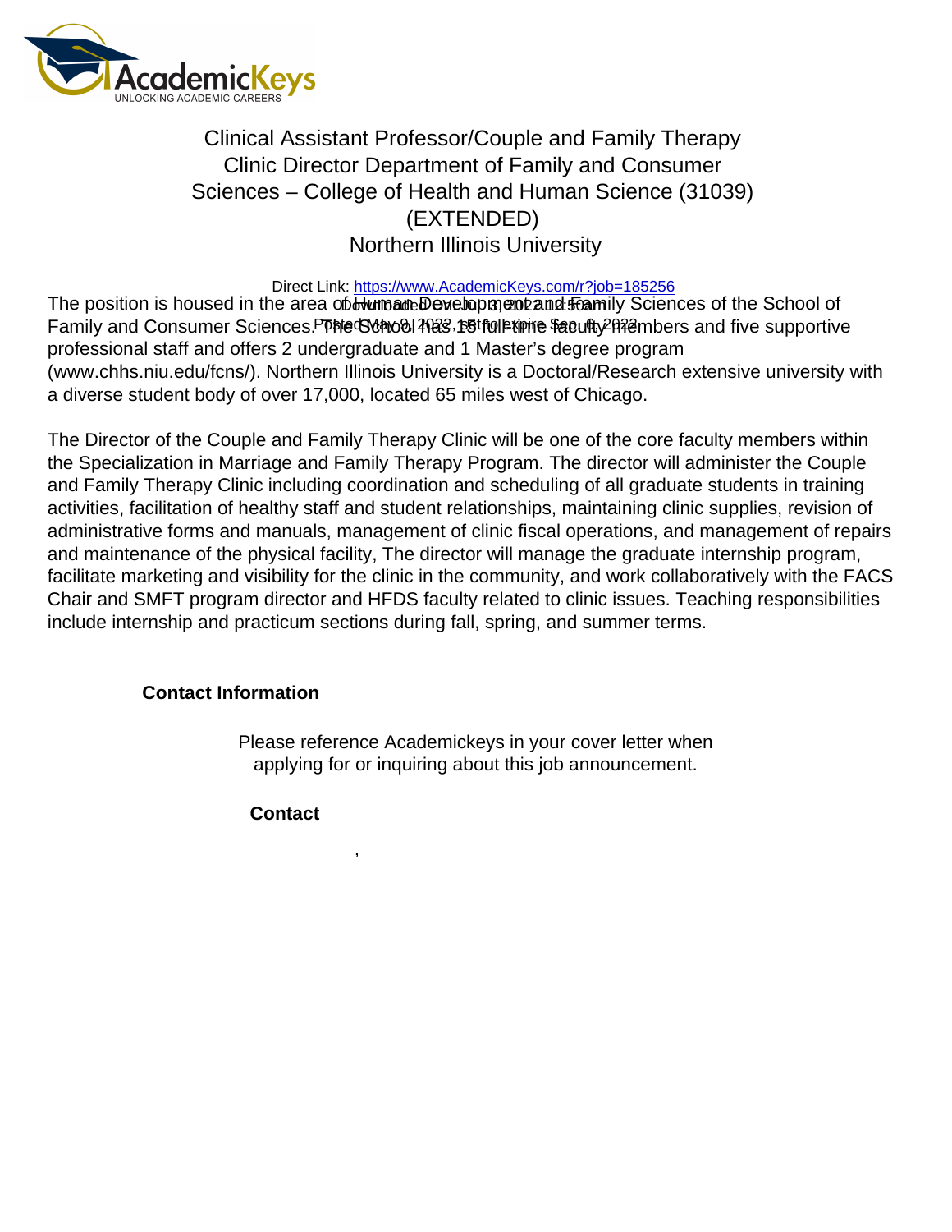# Clinical Assistant Professor/Couple and Family Therapy Clinic Director Department of Family and Consumer Sciences – College of Health and Human Science (31039) (EXTENDED)

## Northern Illinois University

Direct Link: https://www.AcademicKeys.com/r?job=185256

Downloaded On: Jun. 3, 2022 12:50am

Posted May 9, 2022, set to expire Sep. 6, 2022

The position is housed in the area of Human Development and Family Sciences of the School of Family and Consumer Sciences. The School has 15 full-time faculty members and five supportive professional staff and offers 2 undergraduate and 1 Master's degree program (www.chhs.niu.edu/fcns/). Northern Illinois University is a Doctoral/Research extensive university with a diverse student body of over 17,000, located 65 miles west of Chicago.

The Director of the Couple and Family Therapy Clinic will be one of the core faculty members within the Specialization in Marriage and Family Therapy Program. The director will administer the Couple and Family Therapy Clinic including coordination and scheduling of all graduate students in training activities, facilitation of healthy staff and student relationships, maintaining clinic supplies, revision of administrative forms and manuals, management of clinic fiscal operations, and management of repairs and maintenance of the physical facility, The director will manage the graduate internship program, facilitate marketing and visibility for the clinic in the community, and work collaboratively with the FACS Chair and SMFT program director and HFDS faculty related to clinic issues. Teaching responsibilities include internship and practicum sections during fall, spring, and summer terms.

**Contact Information**

Please reference Academickeys in your cover letter when applying for or inquiring about this job announcement.

**Contact**

,